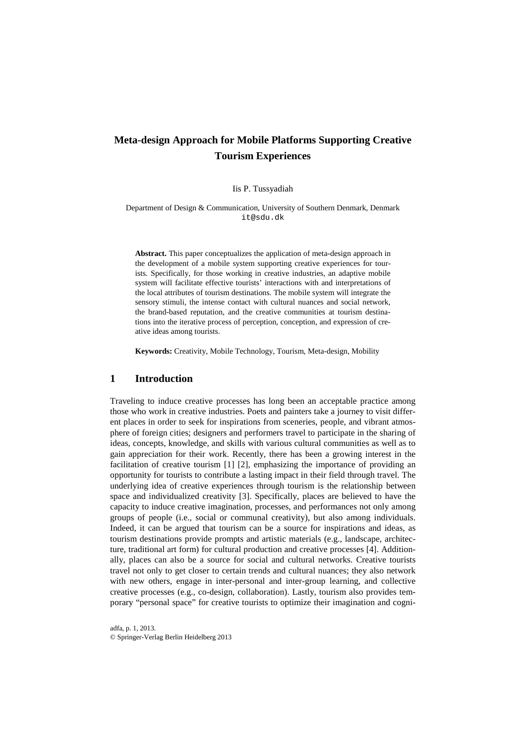# Meta-design Approach for Mobile Platforms Supporting Creative Tourism Experiences

Iis P. Tussyadiah

Department of Design & Communication, University of Southern Denmark, Denmark
it@sdu.dk

**Abstract.** This paper conceptualizes the application of meta-design approach in the development of a mobile system supporting creative experiences for tourists. Specifically, for those working in creative industries, an adaptive mobile system will facilitate effective tourists' interactions with and interpretations of the local attributes of tourism destinations. The mobile system will integrate the sensory stimuli, the intense contact with cultural nuances and social network, the brand-based reputation, and the creative communities at tourism destinations into the iterative process of perception, conception, and expression of creative ideas among tourists.

**Keywords:** Creativity, Mobile Technology, Tourism, Meta-design, Mobility

## 1 Introduction

Traveling to induce creative processes has long been an acceptable practice among those who work in creative industries. Poets and painters take a journey to visit different places in order to seek for inspirations from sceneries, people, and vibrant atmosphere of foreign cities; designers and performers travel to participate in the sharing of ideas, concepts, knowledge, and skills with various cultural communities as well as to gain appreciation for their work. Recently, there has been a growing interest in the facilitation of creative tourism [1] [2], emphasizing the importance of providing an opportunity for tourists to contribute a lasting impact in their field through travel. The underlying idea of creative experiences through tourism is the relationship between space and individualized creativity [3]. Specifically, places are believed to have the capacity to induce creative imagination, processes, and performances not only among groups of people (i.e., social or communal creativity), but also among individuals. Indeed, it can be argued that tourism can be a source for inspirations and ideas, as tourism destinations provide prompts and artistic materials (e.g., landscape, architecture, traditional art form) for cultural production and creative processes [4]. Additionally, places can also be a source for social and cultural networks. Creative tourists travel not only to get closer to certain trends and cultural nuances; they also network with new others, engage in inter-personal and inter-group learning, and collective creative processes (e.g., co-design, collaboration). Lastly, tourism also provides temporary "personal space" for creative tourists to optimize their imagination and cogni-

adfa, p. 1, 2013.
© Springer-Verlag Berlin Heidelberg 2013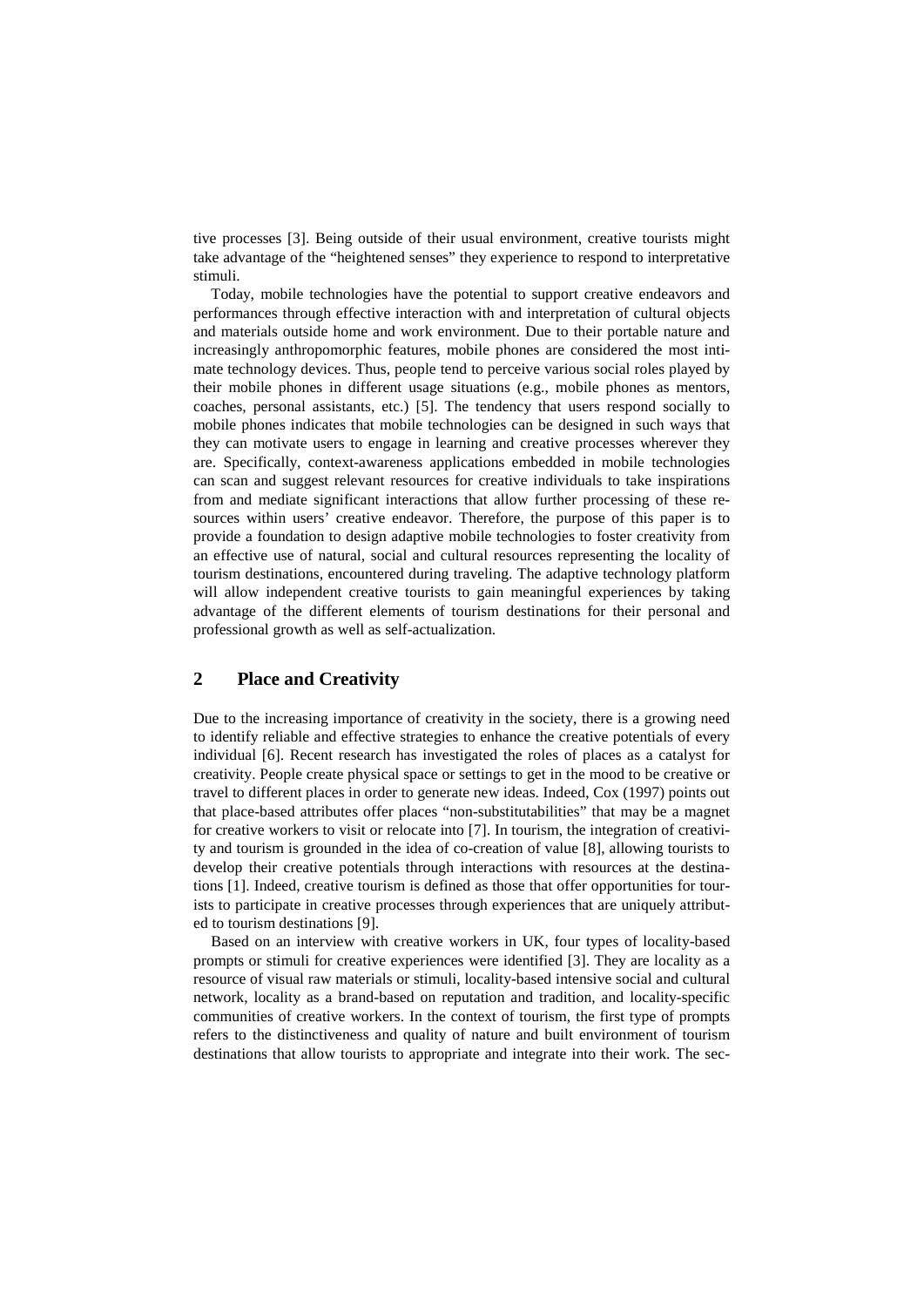tive processes [3]. Being outside of their usual environment, creative tourists might take advantage of the "heightened senses" they experience to respond to interpretative stimuli.

Today, mobile technologies have the potential to support creative endeavors and performances through effective interaction with and interpretation of cultural objects and materials outside home and work environment. Due to their portable nature and increasingly anthropomorphic features, mobile phones are considered the most intimate technology devices. Thus, people tend to perceive various social roles played by their mobile phones in different usage situations (e.g., mobile phones as mentors, coaches, personal assistants, etc.) [5]. The tendency that users respond socially to mobile phones indicates that mobile technologies can be designed in such ways that they can motivate users to engage in learning and creative processes wherever they are. Specifically, context-awareness applications embedded in mobile technologies can scan and suggest relevant resources for creative individuals to take inspirations from and mediate significant interactions that allow further processing of these resources within users' creative endeavor. Therefore, the purpose of this paper is to provide a foundation to design adaptive mobile technologies to foster creativity from an effective use of natural, social and cultural resources representing the locality of tourism destinations, encountered during traveling. The adaptive technology platform will allow independent creative tourists to gain meaningful experiences by taking advantage of the different elements of tourism destinations for their personal and professional growth as well as self-actualization.

## 2 Place and Creativity

Due to the increasing importance of creativity in the society, there is a growing need to identify reliable and effective strategies to enhance the creative potentials of every individual [6]. Recent research has investigated the roles of places as a catalyst for creativity. People create physical space or settings to get in the mood to be creative or travel to different places in order to generate new ideas. Indeed, Cox (1997) points out that place-based attributes offer places "non-substitutabilities" that may be a magnet for creative workers to visit or relocate into [7]. In tourism, the integration of creativity and tourism is grounded in the idea of co-creation of value [8], allowing tourists to develop their creative potentials through interactions with resources at the destinations [1]. Indeed, creative tourism is defined as those that offer opportunities for tourists to participate in creative processes through experiences that are uniquely attributed to tourism destinations [9].

Based on an interview with creative workers in UK, four types of locality-based prompts or stimuli for creative experiences were identified [3]. They are locality as a resource of visual raw materials or stimuli, locality-based intensive social and cultural network, locality as a brand-based on reputation and tradition, and locality-specific communities of creative workers. In the context of tourism, the first type of prompts refers to the distinctiveness and quality of nature and built environment of tourism destinations that allow tourists to appropriate and integrate into their work. The sec-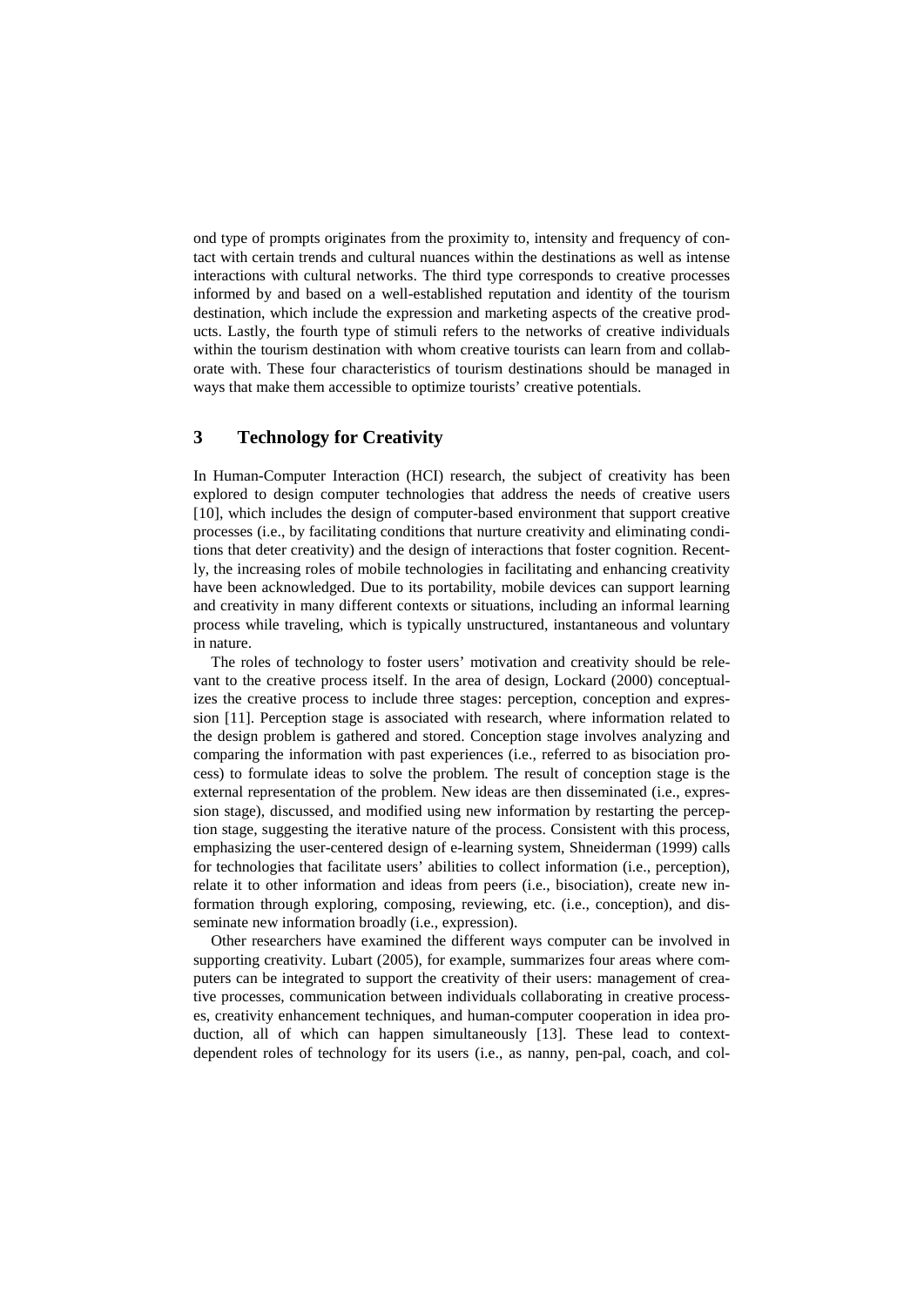ond type of prompts originates from the proximity to, intensity and frequency of contact with certain trends and cultural nuances within the destinations as well as intense interactions with cultural networks. The third type corresponds to creative processes informed by and based on a well-established reputation and identity of the tourism destination, which include the expression and marketing aspects of the creative products. Lastly, the fourth type of stimuli refers to the networks of creative individuals within the tourism destination with whom creative tourists can learn from and collaborate with. These four characteristics of tourism destinations should be managed in ways that make them accessible to optimize tourists' creative potentials.

## 3 Technology for Creativity

In Human-Computer Interaction (HCI) research, the subject of creativity has been explored to design computer technologies that address the needs of creative users [10], which includes the design of computer-based environment that support creative processes (i.e., by facilitating conditions that nurture creativity and eliminating conditions that deter creativity) and the design of interactions that foster cognition. Recently, the increasing roles of mobile technologies in facilitating and enhancing creativity have been acknowledged. Due to its portability, mobile devices can support learning and creativity in many different contexts or situations, including an informal learning process while traveling, which is typically unstructured, instantaneous and voluntary in nature.

The roles of technology to foster users' motivation and creativity should be relevant to the creative process itself. In the area of design, Lockard (2000) conceptualizes the creative process to include three stages: perception, conception and expression [11]. Perception stage is associated with research, where information related to the design problem is gathered and stored. Conception stage involves analyzing and comparing the information with past experiences (i.e., referred to as bisociation process) to formulate ideas to solve the problem. The result of conception stage is the external representation of the problem. New ideas are then disseminated (i.e., expression stage), discussed, and modified using new information by restarting the perception stage, suggesting the iterative nature of the process. Consistent with this process, emphasizing the user-centered design of e-learning system, Shneiderman (1999) calls for technologies that facilitate users' abilities to collect information (i.e., perception), relate it to other information and ideas from peers (i.e., bisociation), create new information through exploring, composing, reviewing, etc. (i.e., conception), and disseminate new information broadly (i.e., expression).

Other researchers have examined the different ways computer can be involved in supporting creativity. Lubart (2005), for example, summarizes four areas where computers can be integrated to support the creativity of their users: management of creative processes, communication between individuals collaborating in creative processes, creativity enhancement techniques, and human-computer cooperation in idea production, all of which can happen simultaneously [13]. These lead to context-dependent roles of technology for its users (i.e., as nanny, pen-pal, coach, and col-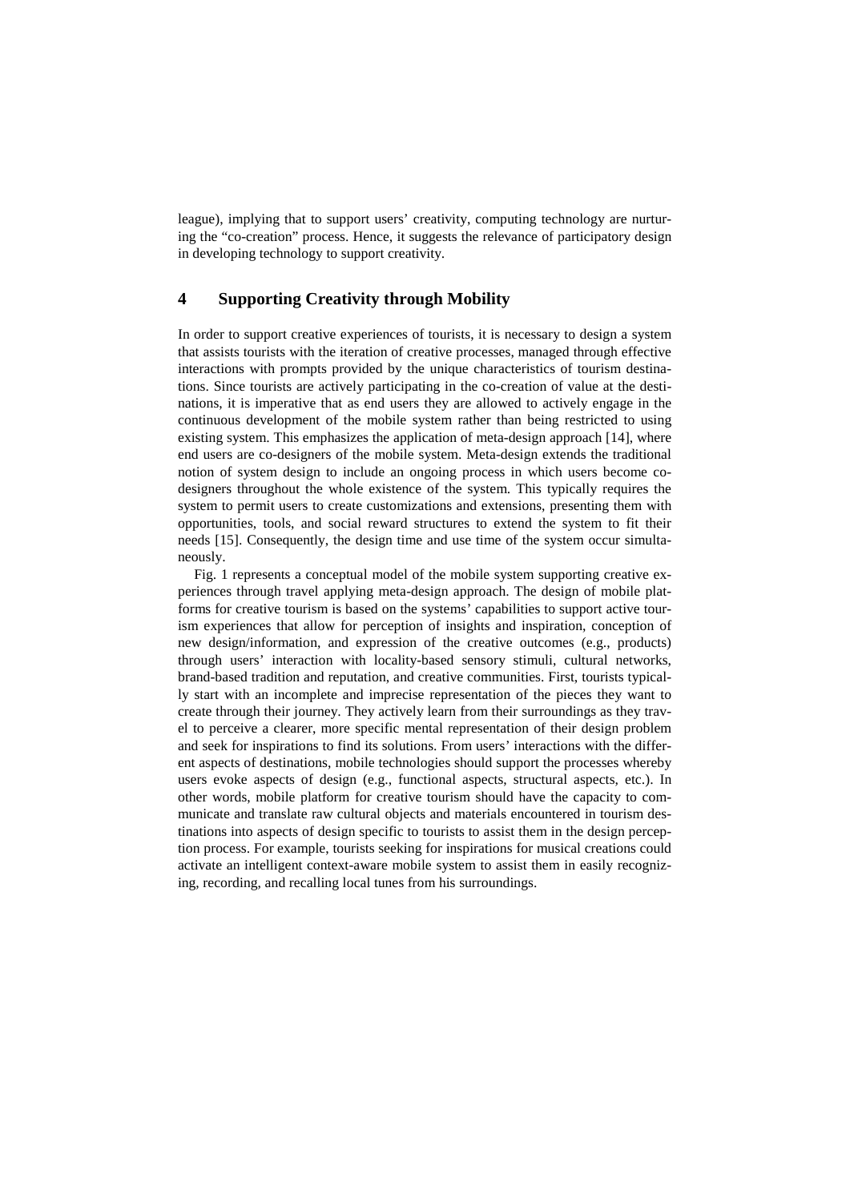league), implying that to support users' creativity, computing technology are nurturing the "co-creation" process. Hence, it suggests the relevance of participatory design in developing technology to support creativity.

## 4 Supporting Creativity through Mobility

In order to support creative experiences of tourists, it is necessary to design a system that assists tourists with the iteration of creative processes, managed through effective interactions with prompts provided by the unique characteristics of tourism destinations. Since tourists are actively participating in the co-creation of value at the destinations, it is imperative that as end users they are allowed to actively engage in the continuous development of the mobile system rather than being restricted to using existing system. This emphasizes the application of meta-design approach [14], where end users are co-designers of the mobile system. Meta-design extends the traditional notion of system design to include an ongoing process in which users become co-designers throughout the whole existence of the system. This typically requires the system to permit users to create customizations and extensions, presenting them with opportunities, tools, and social reward structures to extend the system to fit their needs [15]. Consequently, the design time and use time of the system occur simultaneously.

Fig. 1 represents a conceptual model of the mobile system supporting creative experiences through travel applying meta-design approach. The design of mobile platforms for creative tourism is based on the systems' capabilities to support active tourism experiences that allow for perception of insights and inspiration, conception of new design/information, and expression of the creative outcomes (e.g., products) through users' interaction with locality-based sensory stimuli, cultural networks, brand-based tradition and reputation, and creative communities. First, tourists typically start with an incomplete and imprecise representation of the pieces they want to create through their journey. They actively learn from their surroundings as they travel to perceive a clearer, more specific mental representation of their design problem and seek for inspirations to find its solutions. From users' interactions with the different aspects of destinations, mobile technologies should support the processes whereby users evoke aspects of design (e.g., functional aspects, structural aspects, etc.). In other words, mobile platform for creative tourism should have the capacity to communicate and translate raw cultural objects and materials encountered in tourism destinations into aspects of design specific to tourists to assist them in the design perception process. For example, tourists seeking for inspirations for musical creations could activate an intelligent context-aware mobile system to assist them in easily recognizing, recording, and recalling local tunes from his surroundings.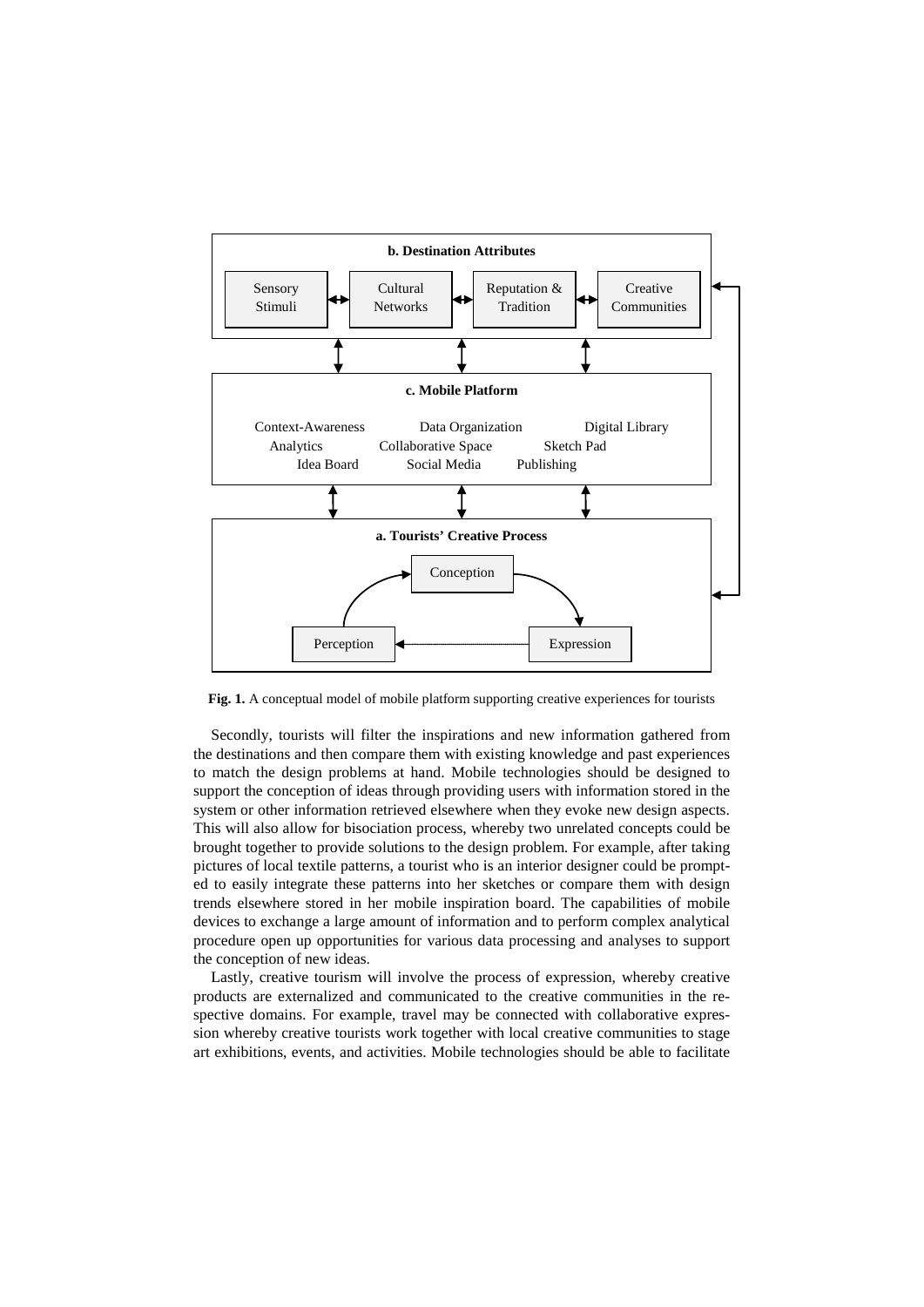**Fig. 1.** A conceptual model of mobile platform supporting creative experiences for tourists

Secondly, tourists will filter the inspirations and new information gathered from the destinations and then compare them with existing knowledge and past experiences to match the design problems at hand. Mobile technologies should be designed to support the conception of ideas through providing users with information stored in the system or other information retrieved elsewhere when they evoke new design aspects. This will also allow for bisociation process, whereby two unrelated concepts could be brought together to provide solutions to the design problem. For example, after taking pictures of local textile patterns, a tourist who is an interior designer could be prompted to easily integrate these patterns into her sketches or compare them with design trends elsewhere stored in her mobile inspiration board. The capabilities of mobile devices to exchange a large amount of information and to perform complex analytical procedure open up opportunities for various data processing and analyses to support the conception of new ideas.

Lastly, creative tourism will involve the process of expression, whereby creative products are externalized and communicated to the creative communities in the respective domains. For example, travel may be connected with collaborative expression whereby creative tourists work together with local creative communities to stage art exhibitions, events, and activities. Mobile technologies should be able to facilitate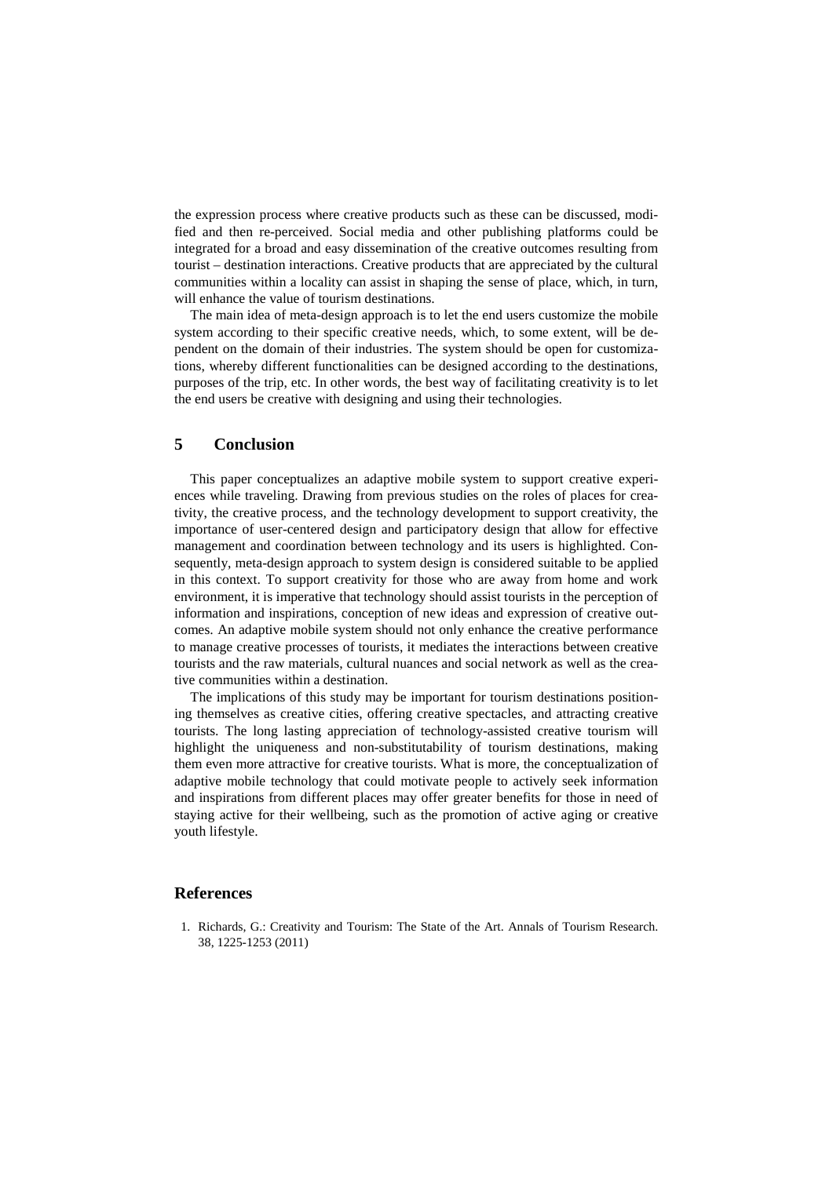the expression process where creative products such as these can be discussed, modified and then re-perceived. Social media and other publishing platforms could be integrated for a broad and easy dissemination of the creative outcomes resulting from tourist – destination interactions. Creative products that are appreciated by the cultural communities within a locality can assist in shaping the sense of place, which, in turn, will enhance the value of tourism destinations.

The main idea of meta-design approach is to let the end users customize the mobile system according to their specific creative needs, which, to some extent, will be dependent on the domain of their industries. The system should be open for customizations, whereby different functionalities can be designed according to the destinations, purposes of the trip, etc. In other words, the best way of facilitating creativity is to let the end users be creative with designing and using their technologies.

## 5 Conclusion

This paper conceptualizes an adaptive mobile system to support creative experiences while traveling. Drawing from previous studies on the roles of places for creativity, the creative process, and the technology development to support creativity, the importance of user-centered design and participatory design that allow for effective management and coordination between technology and its users is highlighted. Consequently, meta-design approach to system design is considered suitable to be applied in this context. To support creativity for those who are away from home and work environment, it is imperative that technology should assist tourists in the perception of information and inspirations, conception of new ideas and expression of creative outcomes. An adaptive mobile system should not only enhance the creative performance to manage creative processes of tourists, it mediates the interactions between creative tourists and the raw materials, cultural nuances and social network as well as the creative communities within a destination.

The implications of this study may be important for tourism destinations positioning themselves as creative cities, offering creative spectacles, and attracting creative tourists. The long lasting appreciation of technology-assisted creative tourism will highlight the uniqueness and non-substitutability of tourism destinations, making them even more attractive for creative tourists. What is more, the conceptualization of adaptive mobile technology that could motivate people to actively seek information and inspirations from different places may offer greater benefits for those in need of staying active for their wellbeing, such as the promotion of active aging or creative youth lifestyle.

## References

1. Richards, G.: Creativity and Tourism: The State of the Art. Annals of Tourism Research. 38, 1225-1253 (2011)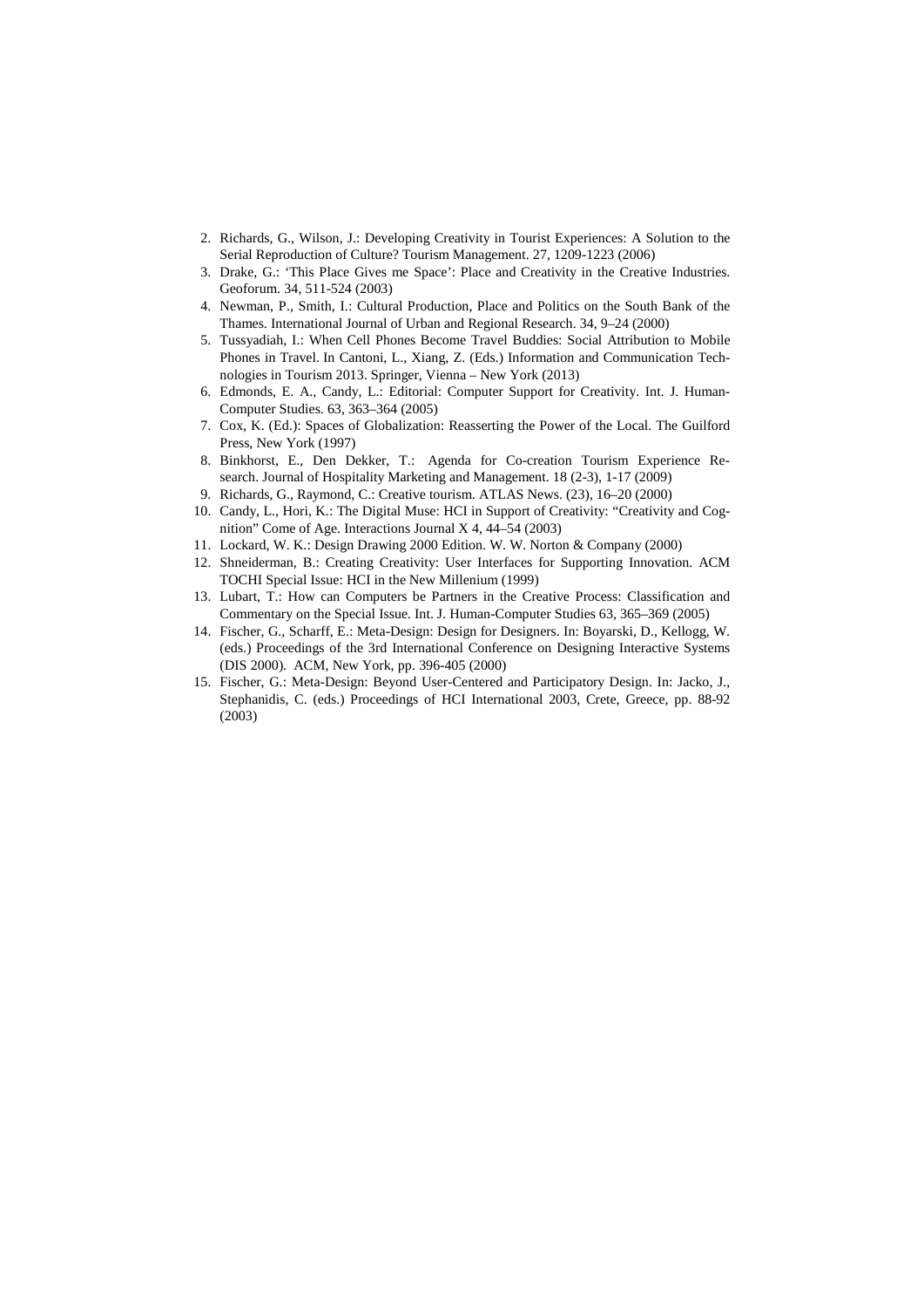2. Richards, G., Wilson, J.: Developing Creativity in Tourist Experiences: A Solution to the Serial Reproduction of Culture? Tourism Management. 27, 1209-1223 (2006)
3. Drake, G.: 'This Place Gives me Space': Place and Creativity in the Creative Industries. Geoforum. 34, 511-524 (2003)
4. Newman, P., Smith, I.: Cultural Production, Place and Politics on the South Bank of the Thames. International Journal of Urban and Regional Research. 34, 9–24 (2000)
5. Tussyadiah, I.: When Cell Phones Become Travel Buddies: Social Attribution to Mobile Phones in Travel. In Cantoni, L., Xiang, Z. (Eds.) Information and Communication Technologies in Tourism 2013. Springer, Vienna – New York (2013)
6. Edmonds, E. A., Candy, L.: Editorial: Computer Support for Creativity. Int. J. Human-Computer Studies. 63, 363–364 (2005)
7. Cox, K. (Ed.): Spaces of Globalization: Reasserting the Power of the Local. The Guilford Press, New York (1997)
8. Binkhorst, E., Den Dekker, T.: Agenda for Co-creation Tourism Experience Research. Journal of Hospitality Marketing and Management. 18 (2-3), 1-17 (2009)
9. Richards, G., Raymond, C.: Creative tourism. ATLAS News. (23), 16–20 (2000)
10. Candy, L., Hori, K.: The Digital Muse: HCI in Support of Creativity: "Creativity and Cognition" Come of Age. Interactions Journal X 4, 44–54 (2003)
11. Lockard, W. K.: Design Drawing 2000 Edition. W. W. Norton & Company (2000)
12. Shneiderman, B.: Creating Creativity: User Interfaces for Supporting Innovation. ACM TOCHI Special Issue: HCI in the New Millenium (1999)
13. Lubart, T.: How can Computers be Partners in the Creative Process: Classification and Commentary on the Special Issue. Int. J. Human-Computer Studies 63, 365–369 (2005)
14. Fischer, G., Scharff, E.: Meta-Design: Design for Designers. In: Boyarski, D., Kellogg, W. (eds.) Proceedings of the 3rd International Conference on Designing Interactive Systems (DIS 2000). ACM, New York, pp. 396-405 (2000)
15. Fischer, G.: Meta-Design: Beyond User-Centered and Participatory Design. In: Jacko, J., Stephanidis, C. (eds.) Proceedings of HCI International 2003, Crete, Greece, pp. 88-92 (2003)